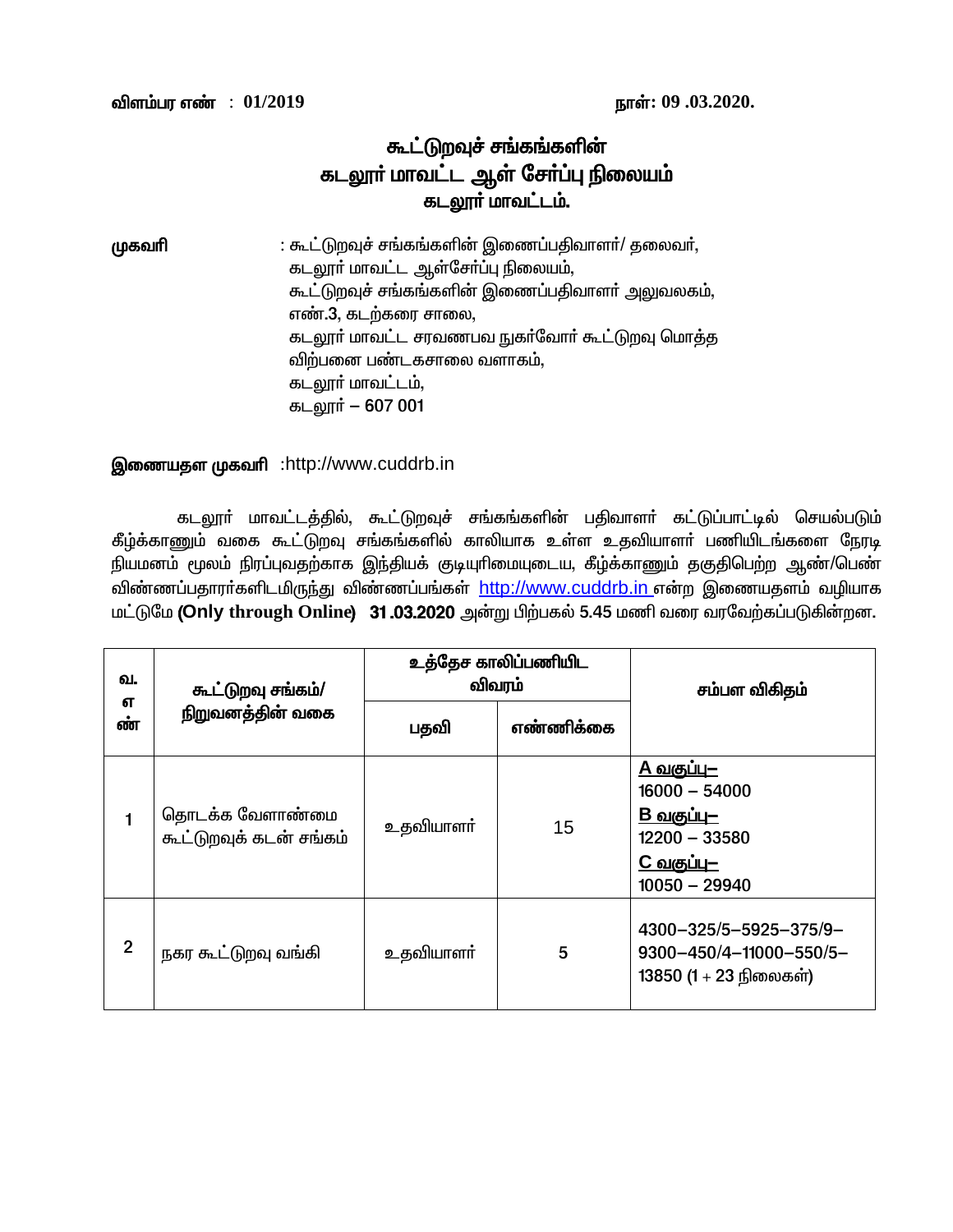**விளம்பர எண்** : **01/2019** **நாள்: 09 .03.2020.**

# கூட்டுறவுச் சங்கங்களின்
# கடலூர் மாவட்ட ஆள் சேர்ப்பு நிலையம்
## கடலூர் மாவட்டம்.

**முகவரி** : கூட்டுறவுச் சங்கங்களின் இணைப்பதிவாளர்/ தலைவர்,
கடலூர் மாவட்ட ஆள்சேர்ப்பு நிலையம்,
கூட்டுறவுச் சங்கங்களின் இணைப்பதிவாளர் அலுவலகம்,
எண்.3, கடற்கரை சாலை,
கடலூர் மாவட்ட சரவணபவ நுகர்வோர் கூட்டுறவு மொத்த
விற்பனை பண்டகசாலை வளாகம்,
கடலூர் மாவட்டம்,
கடலூர் – 607 001

**இணையதள முகவரி** :http://www.cuddrb.in

கடலூர் மாவட்டத்தில், கூட்டுறவுச் சங்கங்களின் பதிவாளர் கட்டுப்பாட்டில் செயல்படும் கீழ்க்காணும் வகை கூட்டுறவு சங்கங்களில் காலியாக உள்ள உதவியாளர் பணியிடங்களை நேரடி நியமனம் மூலம் நிரப்புவதற்காக இந்தியக் குடியுரிமையுடைய, கீழ்க்காணும் தகுதிபெற்ற ஆண்/பெண் விண்ணப்பதாரர்களிடமிருந்து விண்ணப்பங்கள் http://www.cuddrb.in என்ற இணையதளம் வழியாக மட்டுமே **(Only through Online)** **31 .03.2020** அன்று பிற்பகல் 5.45 மணி வரை வரவேற்கப்படுகின்றன.

| வ. எண் | கூட்டுறவு சங்கம்/ நிறுவனத்தின் வகை | உத்தேச காலிப்பணியிட விவரம் | | சம்பள விகிதம் |
|---|---|---|---|---|
| | | பதவி | எண்ணிக்கை | |
| 1 | தொடக்க வேளாண்மை கூட்டுறவுக் கடன் சங்கம் | உதவியாளர் | 15 | A வகுப்பு– 16000 – 54000<br>B வகுப்பு– 12200 – 33580<br>C வகுப்பு– 10050 – 29940 |
| 2 | நகர கூட்டுறவு வங்கி | உதவியாளர் | 5 | 4300–325/5–5925–375/9–9300–450/4–11000–550/5–13850 (1 + 23 நிலைகள்) |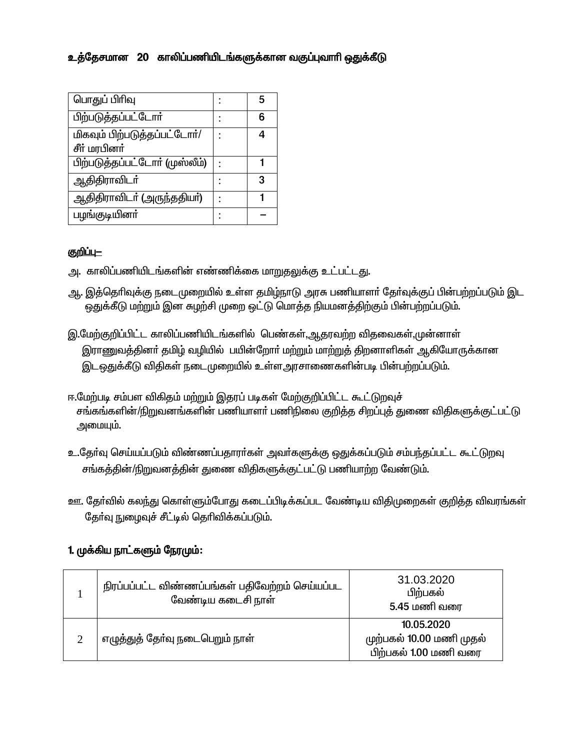**உத்தேசமான 20 காலிப்பணியிடங்களுக்கான வகுப்புவாரி ஒதுக்கீடு**

| | | |
|---|---|---|
| பொதுப் பிரிவு | : | 5 |
| பிற்படுத்தப்பட்டோர் | : | 6 |
| மிகவும் பிற்படுத்தப்பட்டோர்/ சீர் மரபினர் | : | 4 |
| பிற்படுத்தப்பட்டோர் (முஸ்லீம்) | : | 1 |
| ஆதிதிராவிடர் | : | 3 |
| ஆதிதிராவிடர் (அருந்ததியர்) | : | 1 |
| பழங்குடியினர் | : | – |

**குறிப்பு–**

அ. காலிப்பணியிடங்களின் எண்ணிக்கை மாறுதலுக்கு உட்பட்டது.

ஆ. இத்தெரிவுக்கு நடைமுறையில் உள்ள தமிழ்நாடு அரசு பணியாளர் தேர்வுக்குப் பின்பற்றப்படும் இட ஒதுக்கீடு மற்றும் இன சுழற்சி முறை ஒட்டு மொத்த நியமனத்திற்கும் பின்பற்றப்படும்.

இ.மேற்குறிப்பிட்ட காலிப்பணியிடங்களில் பெண்கள்,ஆதரவற்ற விதவைகள்,முன்னாள் இராணுவத்தினர் தமிழ் வழியில் பயின்றோர் மற்றும் மாற்றுத் திறனாளிகள் ஆகியோருக்கான இடஒதுக்கீடு விதிகள் நடைமுறையில் உள்ள அரசாணைகளின்படி பின்பற்றப்படும்.

ஈ.மேற்படி சம்பள விகிதம் மற்றும் இதரப் படிகள் மேற்குறிப்பிட்ட கூட்டுறவுச் சங்கங்களின்/நிறுவனங்களின் பணியாளர் பணிநிலை குறித்த சிறப்புத் துணை விதிகளுக்குட்பட்டு அமையும்.

உ.தேர்வு செய்யப்படும் விண்ணப்பதாரர்கள் அவர்களுக்கு ஒதுக்கப்படும் சம்பந்தப்பட்ட கூட்டுறவு சங்கத்தின்/நிறுவனத்தின் துணை விதிகளுக்குட்பட்டு பணியாற்ற வேண்டும்.

ஊ. தேர்வில் கலந்து கொள்ளும்போது கடைப்பிடிக்கப்பட வேண்டிய விதிமுறைகள் குறித்த விவரங்கள் தேர்வு நுழைவுச் சீட்டில் தெரிவிக்கப்படும்.

## 1. முக்கிய நாட்களும் நேரமும்:

| | | |
|---|---|---|
| 1 | நிரப்பப்பட்ட விண்ணப்பங்கள் பதிவேற்றம் செய்யப்பட வேண்டிய கடைசி நாள் | 31.03.2020 பிற்பகல் 5.45 மணி வரை |
| 2 | எழுத்துத் தேர்வு நடைபெறும் நாள் | 10.05.2020 முற்பகல் 10.00 மணி முதல் பிற்பகல் 1.00 மணி வரை |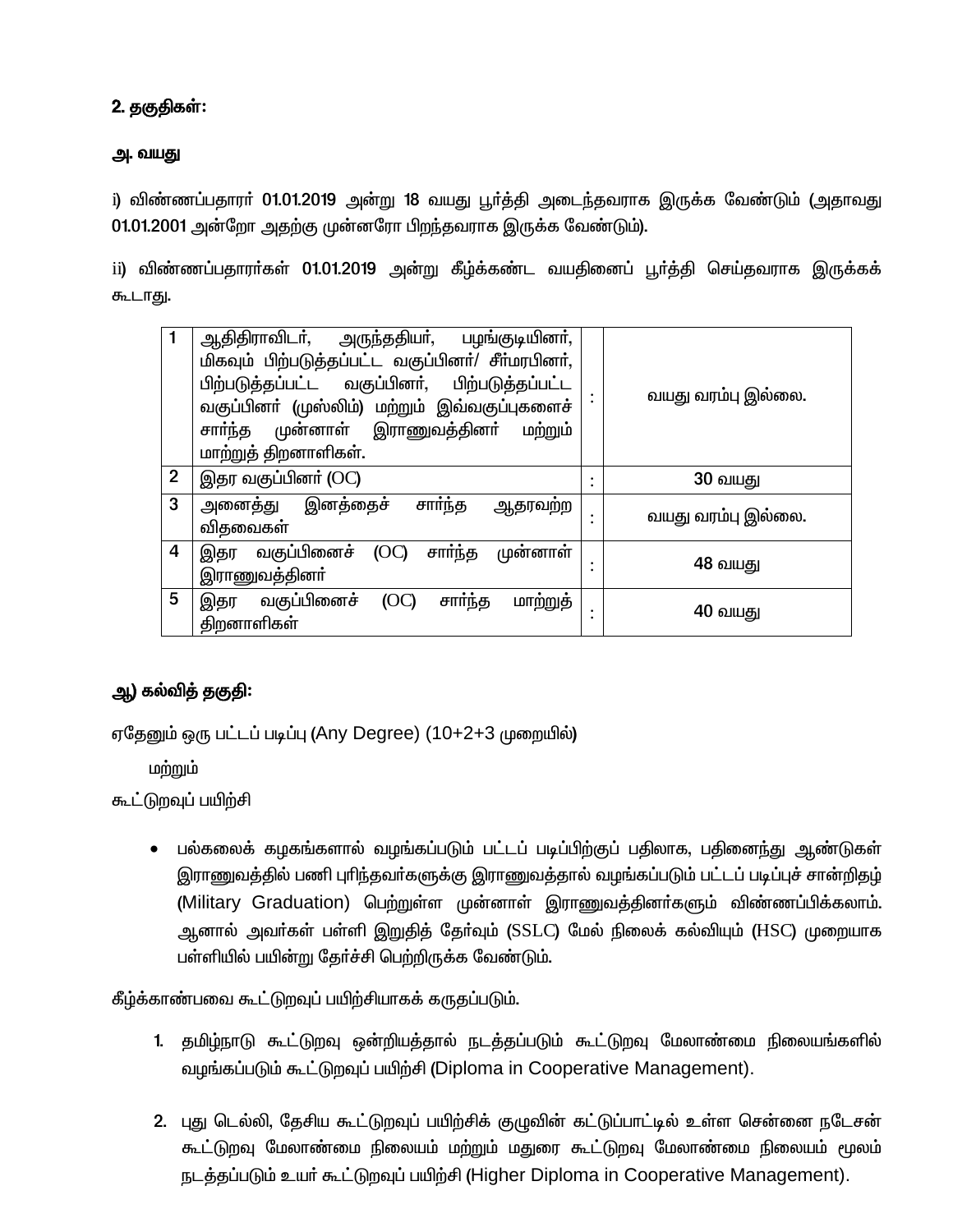**2. தகுதிகள்:**

**அ. வயது**

i) விண்ணப்பதாரர் 01.01.2019 அன்று 18 வயது பூர்த்தி அடைந்தவராக இருக்க வேண்டும் (அதாவது 01.01.2001 அன்றோ அதற்கு முன்னரோ பிறந்தவராக இருக்க வேண்டும்).

ii) விண்ணப்பதாரர்கள் 01.01.2019 அன்று கீழ்க்கண்ட வயதினைப் பூர்த்தி செய்தவராக இருக்கக் கூடாது.

| | | | |
|---|---|---|---|
| 1 | ஆதிதிராவிடர், அருந்ததியர், பழங்குடியினர், மிகவும் பிற்படுத்தப்பட்ட வகுப்பினர்/ சீர்மரபினர், பிற்படுத்தப்பட்ட வகுப்பினர், பிற்படுத்தப்பட்ட வகுப்பினர் (முஸ்லிம்) மற்றும் இவ்வகுப்புகளைச் சார்ந்த முன்னாள் இராணுவத்தினர் மற்றும் மாற்றுத் திறனாளிகள். | : | வயது வரம்பு இல்லை. |
| 2 | இதர வகுப்பினர் (OC) | : | 30 வயது |
| 3 | அனைத்து இனத்தைச் சார்ந்த ஆதரவற்ற விதவைகள் | : | வயது வரம்பு இல்லை. |
| 4 | இதர வகுப்பினைச் (OC) சார்ந்த முன்னாள் இராணுவத்தினர் | : | 48 வயது |
| 5 | இதர வகுப்பினைச் (OC) சார்ந்த மாற்றுத் திறனாளிகள் | : | 40 வயது |

**ஆ) கல்வித் தகுதி:**

ஏதேனும் ஒரு பட்டப் படிப்பு (Any Degree) (10+2+3 முறையில்)

மற்றும்

கூட்டுறவுப் பயிற்சி

- பல்கலைக் கழகங்களால் வழங்கப்படும் பட்டப் படிப்பிற்குப் பதிலாக, பதினைந்து ஆண்டுகள் இராணுவத்தில் பணி புரிந்தவர்களுக்கு இராணுவத்தால் வழங்கப்படும் பட்டப் படிப்புச் சான்றிதழ் (Military Graduation) பெற்றுள்ள முன்னாள் இராணுவத்தினர்களும் விண்ணப்பிக்கலாம். ஆனால் அவர்கள் பள்ளி இறுதித் தேர்வும் (SSLC) மேல் நிலைக் கல்வியும் (HSC) முறையாக பள்ளியில் பயின்று தேர்ச்சி பெற்றிருக்க வேண்டும்.

கீழ்க்காண்பவை கூட்டுறவுப் பயிற்சியாகக் கருதப்படும்.

1. தமிழ்நாடு கூட்டுறவு ஒன்றியத்தால் நடத்தப்படும் கூட்டுறவு மேலாண்மை நிலையங்களில் வழங்கப்படும் கூட்டுறவுப் பயிற்சி (Diploma in Cooperative Management).

2. புது டெல்லி, தேசிய கூட்டுறவுப் பயிற்சிக் குழுவின் கட்டுப்பாட்டில் உள்ள சென்னை நடேசன் கூட்டுறவு மேலாண்மை நிலையம் மற்றும் மதுரை கூட்டுறவு மேலாண்மை நிலையம் மூலம் நடத்தப்படும் உயர் கூட்டுறவுப் பயிற்சி (Higher Diploma in Cooperative Management).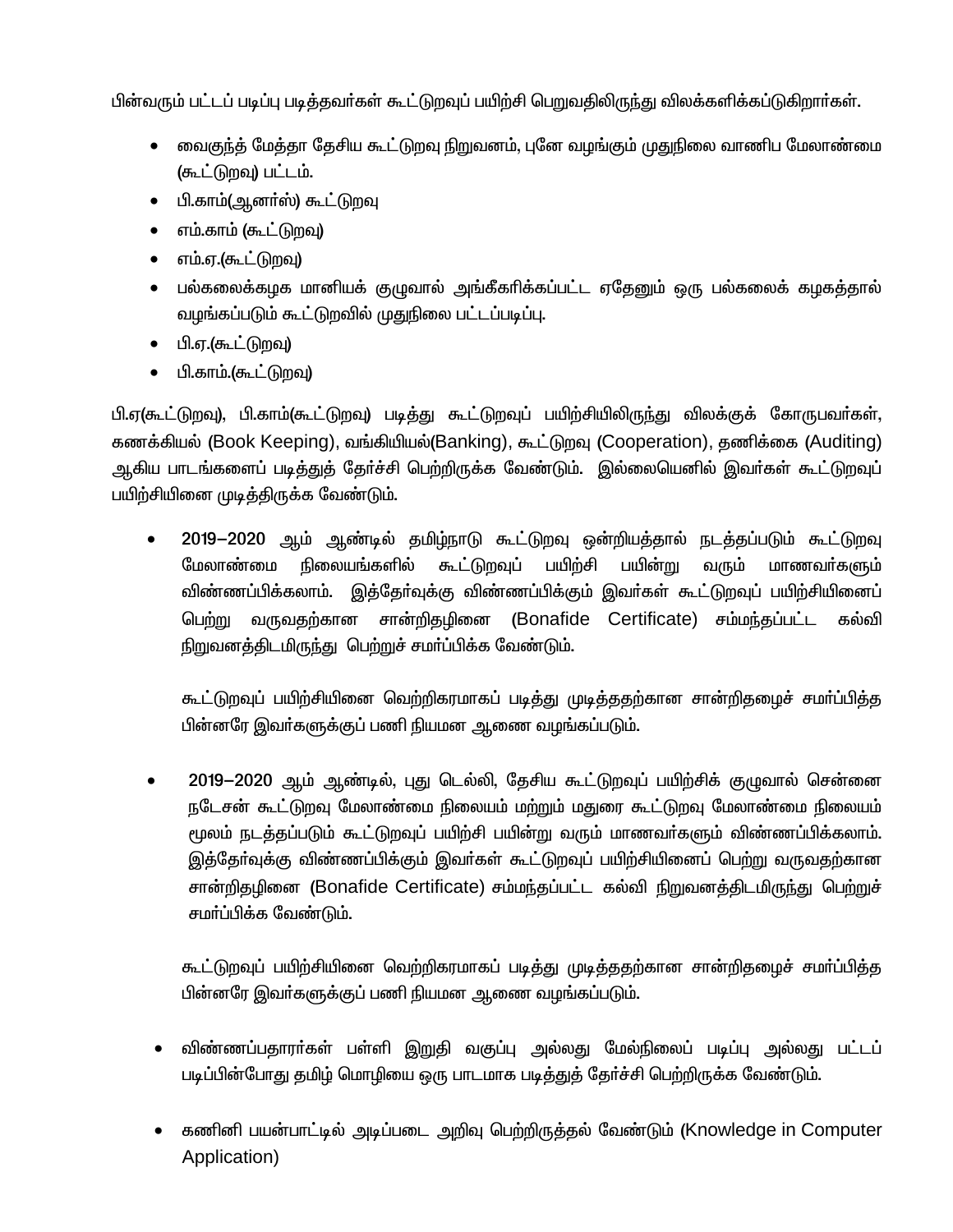பின்வரும் பட்டப் படிப்பு படித்தவர்கள் கூட்டுறவுப் பயிற்சி பெறுவதிலிருந்து விலக்களிக்கப்படுகிறார்கள்.

- வைகுந்த் மேத்தா தேசிய கூட்டுறவு நிறுவனம், புனே வழங்கும் முதுநிலை வாணிப மேலாண்மை (கூட்டுறவு) பட்டம்.
- பி.காம்(ஆனர்ஸ்) கூட்டுறவு
- எம்.காம் (கூட்டுறவு)
- எம்.ஏ.(கூட்டுறவு)
- பல்கலைக்கழக மானியக் குழுவால் அங்கீகரிக்கப்பட்ட ஏதேனும் ஒரு பல்கலைக் கழகத்தால் வழங்கப்படும் கூட்டுறவில் முதுநிலை பட்டப்படிப்பு.
- பி.ஏ.(கூட்டுறவு)
- பி.காம்.(கூட்டுறவு)

பி.ஏ(கூட்டுறவு), பி.காம்(கூட்டுறவு) படித்து கூட்டுறவுப் பயிற்சியிலிருந்து விலக்குக் கோருபவர்கள், கணக்கியல் (Book Keeping), வங்கியியல்(Banking), கூட்டுறவு (Cooperation), தணிக்கை (Auditing) ஆகிய பாடங்களைப் படித்துத் தேர்ச்சி பெற்றிருக்க வேண்டும். இல்லையெனில் இவர்கள் கூட்டுறவுப் பயிற்சியினை முடித்திருக்க வேண்டும்.

- **2019–2020** ஆம் ஆண்டில் தமிழ்நாடு கூட்டுறவு ஒன்றியத்தால் நடத்தப்படும் கூட்டுறவு மேலாண்மை நிலையங்களில் கூட்டுறவுப் பயிற்சி பயின்று வரும் மாணவர்களும் விண்ணப்பிக்கலாம். இத்தேர்வுக்கு விண்ணப்பிக்கும் இவர்கள் கூட்டுறவுப் பயிற்சியினைப் பெற்று வருவதற்கான சான்றிதழினை (Bonafide Certificate) சம்மந்தப்பட்ட கல்வி நிறுவனத்திடமிருந்து பெற்றுச் சமர்ப்பிக்க வேண்டும்.

  கூட்டுறவுப் பயிற்சியினை வெற்றிகரமாகப் படித்து முடித்ததற்கான சான்றிதழைச் சமர்ப்பித்த பின்னரே இவர்களுக்குப் பணி நியமன ஆணை வழங்கப்படும்.

- **2019–2020** ஆம் ஆண்டில், புது டெல்லி, தேசிய கூட்டுறவுப் பயிற்சிக் குழுவால் சென்னை நடேசன் கூட்டுறவு மேலாண்மை நிலையம் மற்றும் மதுரை கூட்டுறவு மேலாண்மை நிலையம் மூலம் நடத்தப்படும் கூட்டுறவுப் பயிற்சி பயின்று வரும் மாணவர்களும் விண்ணப்பிக்கலாம். இத்தேர்வுக்கு விண்ணப்பிக்கும் இவர்கள் கூட்டுறவுப் பயிற்சியினைப் பெற்று வருவதற்கான சான்றிதழினை (Bonafide Certificate) சம்மந்தப்பட்ட கல்வி நிறுவனத்திடமிருந்து பெற்றுச் சமர்ப்பிக்க வேண்டும்.

  கூட்டுறவுப் பயிற்சியினை வெற்றிகரமாகப் படித்து முடித்ததற்கான சான்றிதழைச் சமர்ப்பித்த பின்னரே இவர்களுக்குப் பணி நியமன ஆணை வழங்கப்படும்.

- விண்ணப்பதாரர்கள் பள்ளி இறுதி வகுப்பு அல்லது மேல்நிலைப் படிப்பு அல்லது பட்டப் படிப்பின்போது தமிழ் மொழியை ஒரு பாடமாக படித்துத் தேர்ச்சி பெற்றிருக்க வேண்டும்.

- கணினி பயன்பாட்டில் அடிப்படை அறிவு பெற்றிருத்தல் வேண்டும் (Knowledge in Computer Application)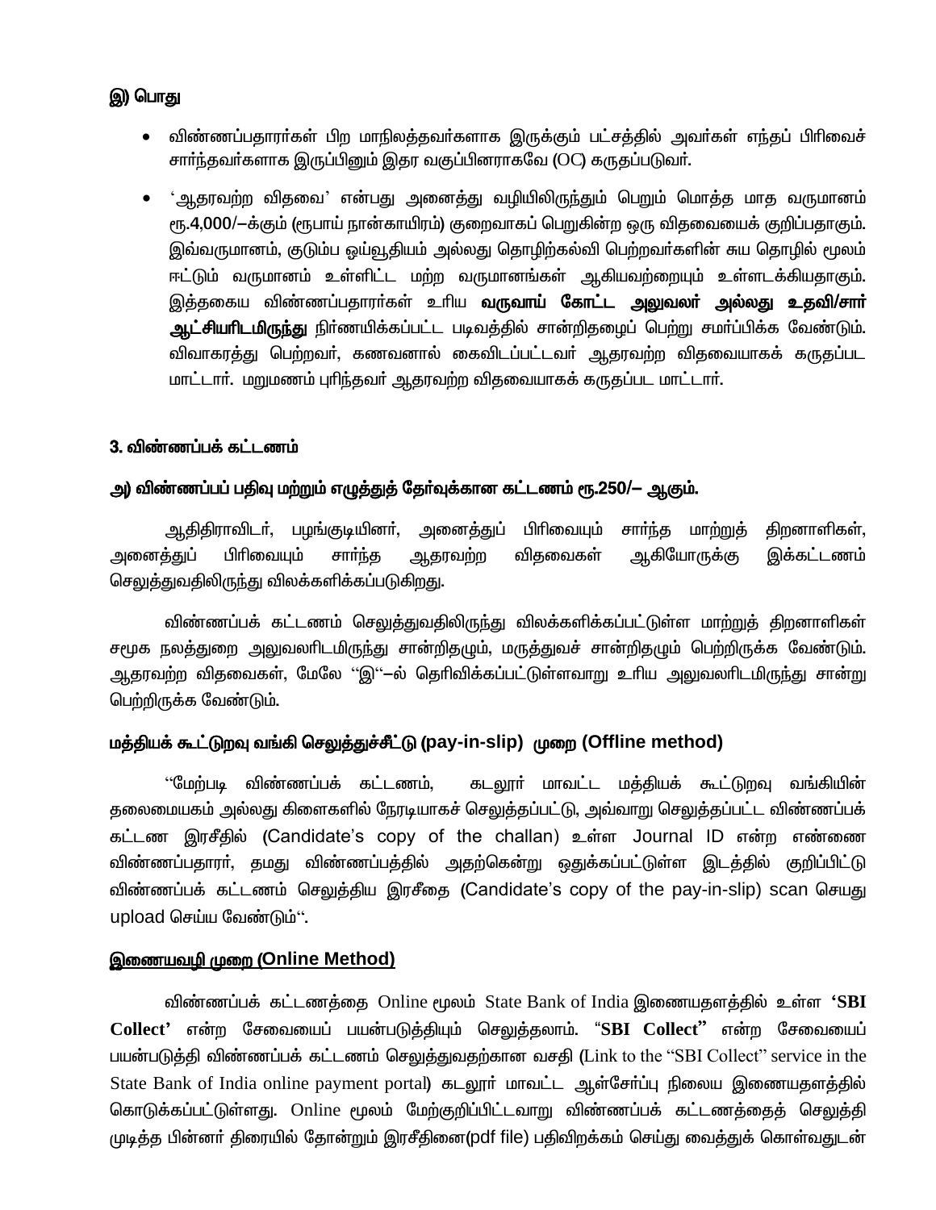**இ) பொது**

- விண்ணப்பதாரர்கள் பிற மாநிலத்தவர்களாக இருக்கும் பட்சத்தில் அவர்கள் எந்தப் பிரிவைச் சார்ந்தவர்களாக இருப்பினும் இதர வகுப்பினராகவே (OC) கருதப்படுவர்.
- ‘ஆதரவற்ற விதவை’ என்பது அனைத்து வழியிலிருந்தும் பெறும் மொத்த மாத வருமானம் ரூ.4,000/–க்கும் (ரூபாய் நான்காயிரம்) குறைவாகப் பெறுகின்ற ஒரு விதவையைக் குறிப்பதாகும். இவ்வருமானம், குடும்ப ஓய்வூதியம் அல்லது தொழிற்கல்வி பெற்றவர்களின் சுய தொழில் மூலம் ஈட்டும் வருமானம் உள்ளிட்ட மற்ற வருமானங்கள் ஆகியவற்றையும் உள்ளடக்கியதாகும். இத்தகைய விண்ணப்பதாரர்கள் உரிய **வருவாய் கோட்ட அலுவலர் அல்லது உதவி/சார் ஆட்சியரிடமிருந்து** நிர்ணயிக்கப்பட்ட படிவத்தில் சான்றிதழைப் பெற்று சமர்ப்பிக்க வேண்டும். விவாகரத்து பெற்றவர், கணவனால் கைவிடப்பட்டவர் ஆதரவற்ற விதவையாகக் கருதப்பட மாட்டார். மறுமணம் புரிந்தவர் ஆதரவற்ற விதவையாகக் கருதப்பட மாட்டார்.

**3. விண்ணப்பக் கட்டணம்**

**அ) விண்ணப்பப் பதிவு மற்றும் எழுத்துத் தேர்வுக்கான கட்டணம் ரூ.250/– ஆகும்.**

ஆதிதிராவிடர், பழங்குடியினர், அனைத்துப் பிரிவையும் சார்ந்த மாற்றுத் திறனாளிகள், அனைத்துப் பிரிவையும் சார்ந்த ஆதரவற்ற விதவைகள் ஆகியோருக்கு இக்கட்டணம் செலுத்துவதிலிருந்து விலக்களிக்கப்படுகிறது.

விண்ணப்பக் கட்டணம் செலுத்துவதிலிருந்து விலக்களிக்கப்பட்டுள்ள மாற்றுத் திறனாளிகள் சமூக நலத்துறை அலுவலரிடமிருந்து சான்றிதழும், மருத்துவச் சான்றிதழும் பெற்றிருக்க வேண்டும். ஆதரவற்ற விதவைகள், மேலே “இ“–ல் தெரிவிக்கப்பட்டுள்ளவாறு உரிய அலுவலரிடமிருந்து சான்று பெற்றிருக்க வேண்டும்.

**மத்தியக் கூட்டுறவு வங்கி செலுத்துச்சீட்டு (pay-in-slip) முறை (Offline method)**

“மேற்படி விண்ணப்பக் கட்டணம், கடலூர் மாவட்ட மத்தியக் கூட்டுறவு வங்கியின் தலைமையகம் அல்லது கிளைகளில் நேரடியாகச் செலுத்தப்பட்டு, அவ்வாறு செலுத்தப்பட்ட விண்ணப்பக் கட்டண இரசீதில் (Candidate’s copy of the challan) உள்ள Journal ID என்ற எண்ணை விண்ணப்பதாரர், தமது விண்ணப்பத்தில் அதற்கென்று ஒதுக்கப்பட்டுள்ள இடத்தில் குறிப்பிட்டு விண்ணப்பக் கட்டணம் செலுத்திய இரசீதை (Candidate’s copy of the pay-in-slip) scan செய்து upload செய்ய வேண்டும்“.

**<u>இணையவழி முறை (Online Method)</u>**

விண்ணப்பக் கட்டணத்தை Online மூலம் State Bank of India இணையதளத்தில் உள்ள **‘SBI Collect’** என்ற சேவையைப் பயன்படுத்தியும் செலுத்தலாம். “**SBI Collect**” என்ற சேவையைப் பயன்படுத்தி விண்ணப்பக் கட்டணம் செலுத்துவதற்கான வசதி (Link to the “SBI Collect” service in the State Bank of India online payment portal) கடலூர் மாவட்ட ஆள்சேர்ப்பு நிலைய இணையதளத்தில் கொடுக்கப்பட்டுள்ளது. Online மூலம் மேற்குறிப்பிட்டவாறு விண்ணப்பக் கட்டணத்தைச் செலுத்தி முடித்த பின்னர் திரையில் தோன்றும் இரசீதினை(pdf file) பதிவிறக்கம் செய்து வைத்துக் கொள்வதுடன்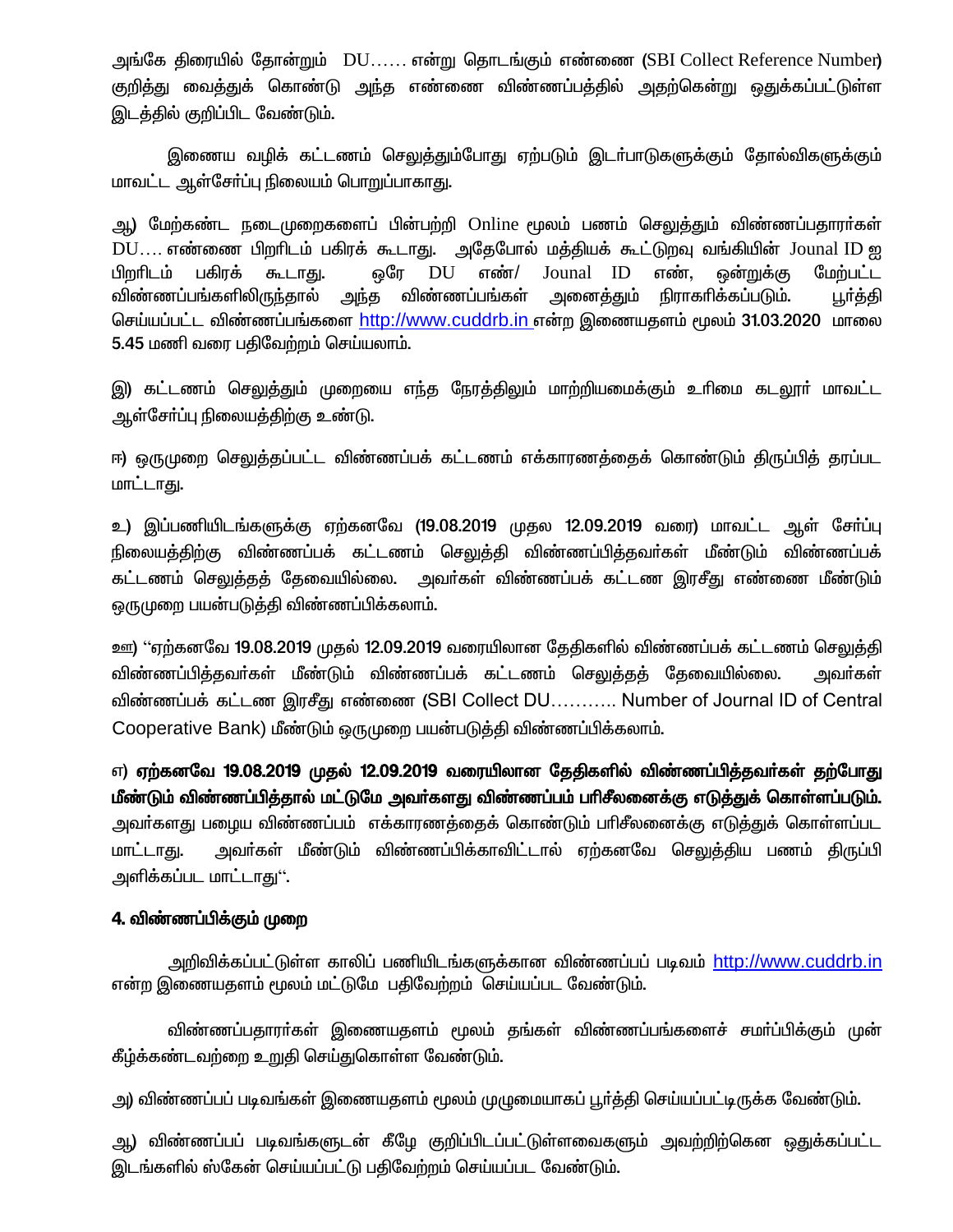அங்கே திரையில் தோன்றும் DU…… என்று தொடங்கும் எண்ணை (SBI Collect Reference Number) குறித்து வைத்துக் கொண்டு அந்த எண்ணை விண்ணப்பத்தில் அதற்கென்று ஒதுக்கப்பட்டுள்ள இடத்தில் குறிப்பிட வேண்டும்.

இணைய வழிக் கட்டணம் செலுத்தும்போது ஏற்படும் இடர்பாடுகளுக்கும் தோல்விகளுக்கும் மாவட்ட ஆள்சேர்ப்பு நிலையம் பொறுப்பாகாது.

ஆ) மேற்கண்ட நடைமுறைகளைப் பின்பற்றி Online மூலம் பணம் செலுத்தும் விண்ணப்பதாரர்கள் DU…. எண்ணை பிறரிடம் பகிரக் கூடாது. அதேபோல் மத்தியக் கூட்டுறவு வங்கியின் Jounal ID ஐ பிறரிடம் பகிரக் கூடாது. ஒரே DU எண்/ Jounal ID எண், ஒன்றுக்கு மேற்பட்ட விண்ணப்பங்களிலிருந்தால் அந்த விண்ணப்பங்கள் அனைத்தும் நிராகரிக்கப்படும். பூர்த்தி செய்யப்பட்ட விண்ணப்பங்களை http://www.cuddrb.in என்ற இணையதளம் மூலம் 31.03.2020 மாலை 5.45 மணி வரை பதிவேற்றம் செய்யலாம்.

இ) கட்டணம் செலுத்தும் முறையை எந்த நேரத்திலும் மாற்றியமைக்கும் உரிமை கடலூர் மாவட்ட ஆள்சேர்ப்பு நிலையத்திற்கு உண்டு.

ஈ) ஒருமுறை செலுத்தப்பட்ட விண்ணப்பக் கட்டணம் எக்காரணத்தைக் கொண்டும் திருப்பித் தரப்பட மாட்டாது.

உ) இப்பணியிடங்களுக்கு ஏற்கனவே (19.08.2019 முதல 12.09.2019 வரை) மாவட்ட ஆள் சேர்ப்பு நிலையத்திற்கு விண்ணப்பக் கட்டணம் செலுத்தி விண்ணப்பித்தவர்கள் மீண்டும் விண்ணப்பக் கட்டணம் செலுத்தத் தேவையில்லை. அவர்கள் விண்ணப்பக் கட்டண இரசீது எண்ணை மீண்டும் ஒருமுறை பயன்படுத்தி விண்ணப்பிக்கலாம்.

ஊ) "ஏற்கனவே 19.08.2019 முதல் 12.09.2019 வரையிலான தேதிகளில் விண்ணப்பக் கட்டணம் செலுத்தி விண்ணப்பித்தவர்கள் மீண்டும் விண்ணப்பக் கட்டணம் செலுத்தத் தேவையில்லை. அவர்கள் விண்ணப்பக் கட்டண இரசீது எண்ணை (SBI Collect DU……….. Number of Journal ID of Central Cooperative Bank) மீண்டும் ஒருமுறை பயன்படுத்தி விண்ணப்பிக்கலாம்.

எ) **ஏற்கனவே 19.08.2019 முதல் 12.09.2019 வரையிலான தேதிகளில் விண்ணப்பித்தவர்கள் தற்போது மீண்டும் விண்ணப்பித்தால் மட்டுமே அவர்களது விண்ணப்பம் பரிசீலனைக்கு எடுத்துக் கொள்ளப்படும்.** அவர்களது பழைய விண்ணப்பம் எக்காரணத்தைக் கொண்டும் பரிசீலனைக்கு எடுத்துக் கொள்ளப்பட மாட்டாது. அவர்கள் மீண்டும் விண்ணப்பிக்காவிட்டால் ஏற்கனவே செலுத்திய பணம் திருப்பி அளிக்கப்பட மாட்டாது".

### 4. விண்ணப்பிக்கும் முறை

அறிவிக்கப்பட்டுள்ள காலிப் பணியிடங்களுக்கான விண்ணப்பப் படிவம் http://www.cuddrb.in என்ற இணையதளம் மூலம் மட்டுமே பதிவேற்றம் செய்யப்பட வேண்டும்.

விண்ணப்பதாரர்கள் இணையதளம் மூலம் தங்கள் விண்ணப்பங்களைச் சமர்ப்பிக்கும் முன் கீழ்க்கண்டவற்றை உறுதி செய்துகொள்ள வேண்டும்.

அ) விண்ணப்பப் படிவங்கள் இணையதளம் மூலம் முழுமையாகப் பூர்த்தி செய்யப்பட்டிருக்க வேண்டும்.

ஆ) விண்ணப்பப் படிவங்களுடன் கீழே குறிப்பிடப்பட்டுள்ளவைகளும் அவற்றிற்கென ஒதுக்கப்பட்ட இடங்களில் ஸ்கேன் செய்யப்பட்டு பதிவேற்றம் செய்யப்பட வேண்டும்.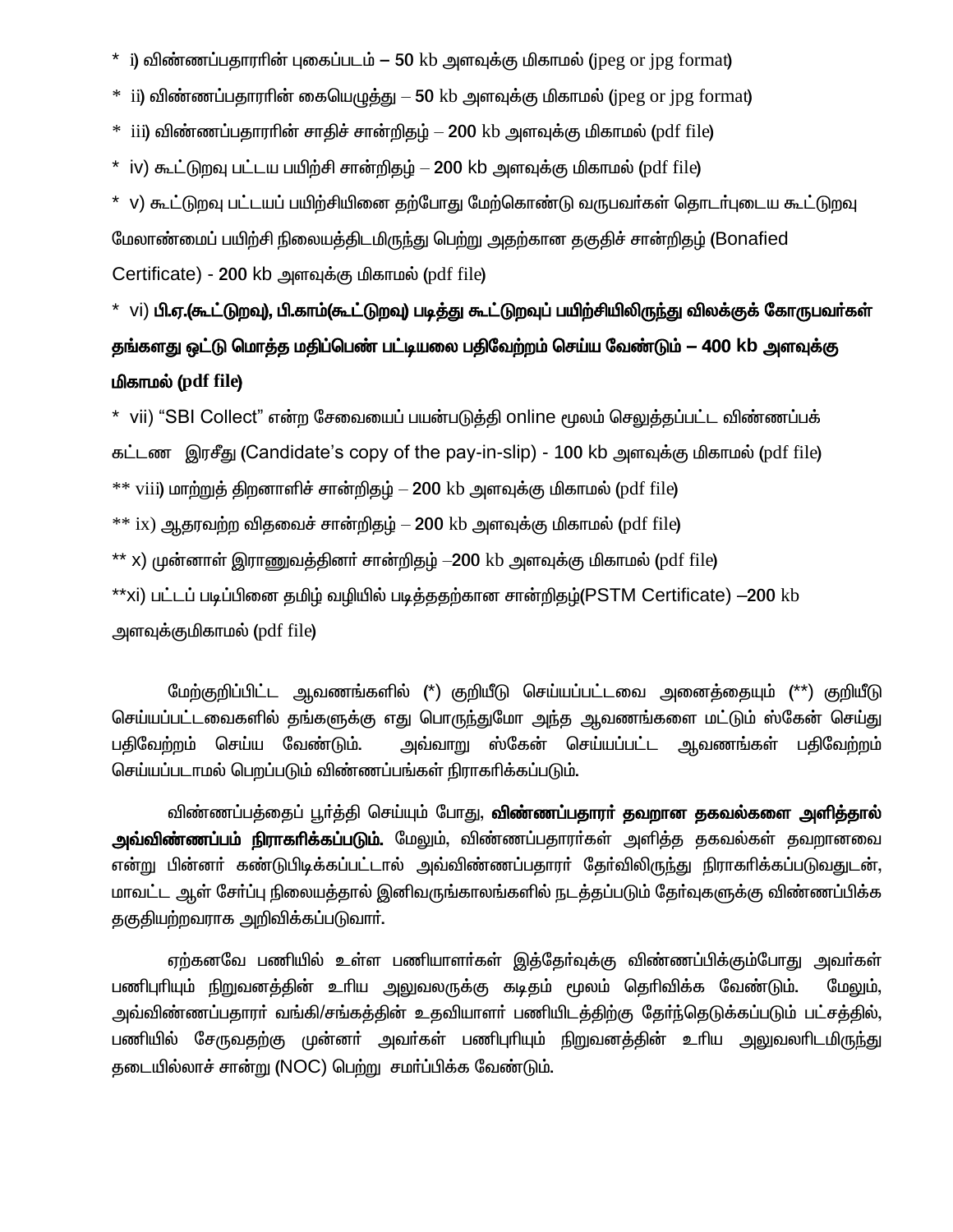\* i) விண்ணப்பதாரரின் புகைப்படம் – 50 kb அளவுக்கு மிகாமல் (jpeg or jpg format)

\* ii) விண்ணப்பதாரரின் கையெழுத்து – 50 kb அளவுக்கு மிகாமல் (jpeg or jpg format)

\* iii) விண்ணப்பதாரரின் சாதிச் சான்றிதழ் – 200 kb அளவுக்கு மிகாமல் (pdf file)

\* iv) கூட்டுறவு பட்டய பயிற்சி சான்றிதழ் – 200 kb அளவுக்கு மிகாமல் (pdf file)

\* v) கூட்டுறவு பட்டயப் பயிற்சியினை தற்போது மேற்கொண்டு வருபவர்கள் தொடர்புடைய கூட்டுறவு மேலாண்மைப் பயிற்சி நிலையத்திடமிருந்து பெற்று அதற்கான தகுதிச் சான்றிதழ் (Bonafied Certificate) - 200 kb அளவுக்கு மிகாமல் (pdf file)

\* vi) **பி.ஏ.(கூட்டுறவு), பி.காம்(கூட்டுறவு) படித்து கூட்டுறவுப் பயிற்சியிலிருந்து விலக்குக் கோருபவர்கள் தங்களது ஒட்டு மொத்த மதிப்பெண் பட்டியலை பதிவேற்றம் செய்ய வேண்டும் – 400 kb அளவுக்கு மிகாமல் (pdf file)**

\* vii) “SBI Collect” என்ற சேவையைப் பயன்படுத்தி online மூலம் செலுத்தப்பட்ட விண்ணப்பக் கட்டண இரசீது (Candidate’s copy of the pay-in-slip) - 100 kb அளவுக்கு மிகாமல் (pdf file)

\*\* viii) மாற்றுத் திறனாளிச் சான்றிதழ் – 200 kb அளவுக்கு மிகாமல் (pdf file)

\*\* ix) ஆதரவற்ற விதவைச் சான்றிதழ் – 200 kb அளவுக்கு மிகாமல் (pdf file)

\*\* x) முன்னாள் இராணுவத்தினர் சான்றிதழ் –200 kb அளவுக்கு மிகாமல் (pdf file)

\*\*xi) பட்டப் படிப்பினை தமிழ் வழியில் படித்ததற்கான சான்றிதழ்(PSTM Certificate) –200 kb அளவுக்குமிகாமல் (pdf file)

மேற்குறிப்பிட்ட ஆவணங்களில் (\*) குறியீடு செய்யப்பட்டவை அனைத்தையும் (\*\*) குறியீடு செய்யப்பட்டவைகளில் தங்களுக்கு எது பொருந்துமோ அந்த ஆவணங்களை மட்டும் ஸ்கேன் செய்து பதிவேற்றம் செய்ய வேண்டும். அவ்வாறு ஸ்கேன் செய்யப்பட்ட ஆவணங்கள் பதிவேற்றம் செய்யப்படாமல் பெறப்படும் விண்ணப்பங்கள் நிராகரிக்கப்படும்.

விண்ணப்பத்தைப் பூர்த்தி செய்யும் போது, **விண்ணப்பதாரர் தவறான தகவல்களை அளித்தால் அவ்விண்ணப்பம் நிராகரிக்கப்படும்.** மேலும், விண்ணப்பதாரர்கள் அளித்த தகவல்கள் தவறானவை என்று பின்னர் கண்டுபிடிக்கப்பட்டால் அவ்விண்ணப்பதாரர் தேர்விலிருந்து நிராகரிக்கப்படுவதுடன், மாவட்ட ஆள் சேர்ப்பு நிலையத்தால் இனிவருங்காலங்களில் நடத்தப்படும் தேர்வுகளுக்கு விண்ணப்பிக்க தகுதியற்றவராக அறிவிக்கப்படுவார்.

ஏற்கனவே பணியில் உள்ள பணியாளர்கள் இத்தேர்வுக்கு விண்ணப்பிக்கும்போது அவர்கள் பணிபுரியும் நிறுவனத்தின் உரிய அலுவலருக்கு கடிதம் மூலம் தெரிவிக்க வேண்டும். மேலும், அவ்விண்ணப்பதாரர் வங்கி/சங்கத்தின் உதவியாளர் பணியிடத்திற்கு தேர்ந்தெடுக்கப்படும் பட்சத்தில், பணியில் சேருவதற்கு முன்னர் அவர்கள் பணிபுரியும் நிறுவனத்தின் உரிய அலுவலரிடமிருந்து தடையில்லாச் சான்று (NOC) பெற்று சமர்ப்பிக்க வேண்டும்.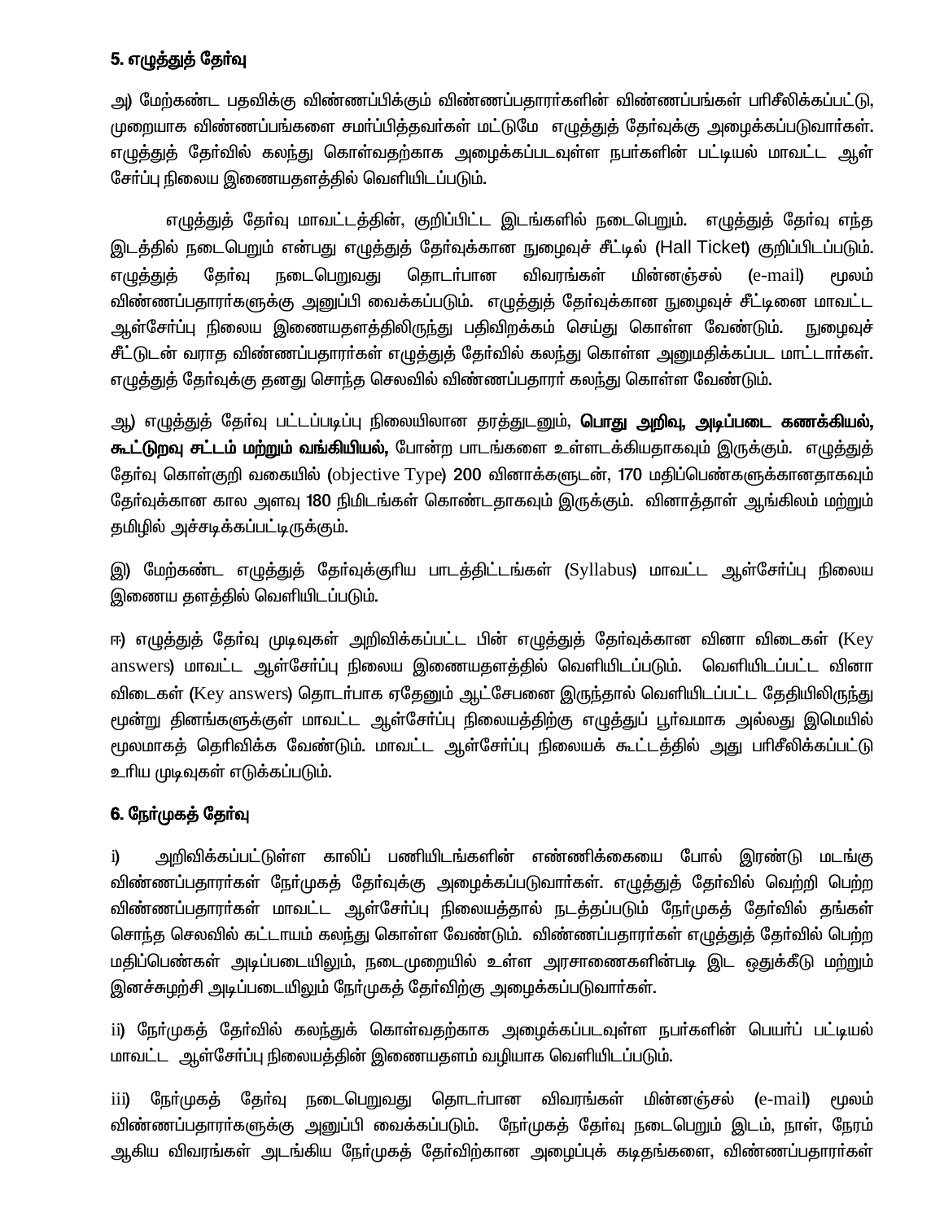**5. எழுத்துத் தேர்வு**

அ) மேற்கண்ட பதவிக்கு விண்ணப்பிக்கும் விண்ணப்பதாரர்களின் விண்ணப்பங்கள் பரிசீலிக்கப்பட்டு, முறையாக விண்ணப்பங்களை சமர்ப்பித்தவர்கள் மட்டுமே எழுத்துத் தேர்வுக்கு அழைக்கப்படுவார்கள். எழுத்துத் தேர்வில் கலந்து கொள்வதற்காக அழைக்கப்படவுள்ள நபர்களின் பட்டியல் மாவட்ட ஆள் சேர்ப்பு நிலைய இணையதளத்தில் வெளியிடப்படும்.

எழுத்துத் தேர்வு மாவட்டத்தின், குறிப்பிட்ட இடங்களில் நடைபெறும். எழுத்துத் தேர்வு எந்த இடத்தில் நடைபெறும் என்பது எழுத்துத் தேர்வுக்கான நுழைவுச் சீட்டில் (Hall Ticket) குறிப்பிடப்படும். எழுத்துத் தேர்வு நடைபெறுவது தொடர்பான விவரங்கள் மின்னஞ்சல் (e-mail) மூலம் விண்ணப்பதாரர்களுக்கு அனுப்பி வைக்கப்படும். எழுத்துத் தேர்வுக்கான நுழைவுச் சீட்டினை மாவட்ட ஆள்சேர்ப்பு நிலைய இணையதளத்திலிருந்து பதிவிறக்கம் செய்து கொள்ள வேண்டும். நுழைவுச் சீட்டுடன் வராத விண்ணப்பதாரர்கள் எழுத்துத் தேர்வில் கலந்து கொள்ள அனுமதிக்கப்பட மாட்டார்கள். எழுத்துத் தேர்வுக்கு தனது சொந்த செலவில் விண்ணப்பதாரர் கலந்து கொள்ள வேண்டும்.

ஆ) எழுத்துத் தேர்வு பட்டப்படிப்பு நிலையிலான தரத்துடனும், **பொது அறிவு, அடிப்படை கணக்கியல், கூட்டுறவு சட்டம் மற்றும் வங்கியியல்,** போன்ற பாடங்களை உள்ளடக்கியதாகவும் இருக்கும். எழுத்துத் தேர்வு கொள்குறி வகையில் (objective Type) 200 வினாக்களுடன், 170 மதிப்பெண்களுக்கானதாகவும் தேர்வுக்கான கால அளவு 180 நிமிடங்கள் கொண்டதாகவும் இருக்கும். வினாத்தாள் ஆங்கிலம் மற்றும் தமிழில் அச்சடிக்கப்பட்டிருக்கும்.

இ) மேற்கண்ட எழுத்துத் தேர்வுக்குரிய பாடத்திட்டங்கள் (Syllabus) மாவட்ட ஆள்சேர்ப்பு நிலைய இணைய தளத்தில் வெளியிடப்படும்.

ஈ) எழுத்துத் தேர்வு முடிவுகள் அறிவிக்கப்பட்ட பின் எழுத்துத் தேர்வுக்கான வினா விடைகள் (Key answers) மாவட்ட ஆள்சேர்ப்பு நிலைய இணையதளத்தில் வெளியிடப்படும். வெளியிடப்பட்ட வினா விடைகள் (Key answers) தொடர்பாக ஏதேனும் ஆட்சேபனை இருந்தால் வெளியிடப்பட்ட தேதியிலிருந்து மூன்று தினங்களுக்குள் மாவட்ட ஆள்சேர்ப்பு நிலையத்திற்கு எழுத்துப் பூர்வமாக அல்லது இமெயில் மூலமாகத் தெரிவிக்க வேண்டும். மாவட்ட ஆள்சேர்ப்பு நிலையக் கூட்டத்தில் அது பரிசீலிக்கப்பட்டு உரிய முடிவுகள் எடுக்கப்படும்.

**6. நேர்முகத் தேர்வு**

i) அறிவிக்கப்பட்டுள்ள காலிப் பணியிடங்களின் எண்ணிக்கையை போல் இரண்டு மடங்கு விண்ணப்பதாரர்கள் நேர்முகத் தேர்வுக்கு அழைக்கப்படுவார்கள். எழுத்துத் தேர்வில் வெற்றி பெற்ற விண்ணப்பதாரர்கள் மாவட்ட ஆள்சேர்ப்பு நிலையத்தால் நடத்தப்படும் நேர்முகத் தேர்வில் தங்கள் சொந்த செலவில் கட்டாயம் கலந்து கொள்ள வேண்டும். விண்ணப்பதாரர்கள் எழுத்துத் தேர்வில் பெற்ற மதிப்பெண்கள் அடிப்படையிலும், நடைமுறையில் உள்ள அரசாணைகளின்படி இட ஒதுக்கீடு மற்றும் இனச்சுழற்சி அடிப்படையிலும் நேர்முகத் தேர்விற்கு அழைக்கப்படுவார்கள்.

ii) நேர்முகத் தேர்வில் கலந்துக் கொள்வதற்காக அழைக்கப்படவுள்ள நபர்களின் பெயர்ப் பட்டியல் மாவட்ட ஆள்சேர்ப்பு நிலையத்தின் இணையதளம் வழியாக வெளியிடப்படும்.

iii) நேர்முகத் தேர்வு நடைபெறுவது தொடர்பான விவரங்கள் மின்னஞ்சல் (e-mail) மூலம் விண்ணப்பதாரர்களுக்கு அனுப்பி வைக்கப்படும். நேர்முகத் தேர்வு நடைபெறும் இடம், நாள், நேரம் ஆகிய விவரங்கள் அடங்கிய நேர்முகத் தேர்விற்கான அழைப்புக் கடிதங்களை, விண்ணப்பதாரர்கள்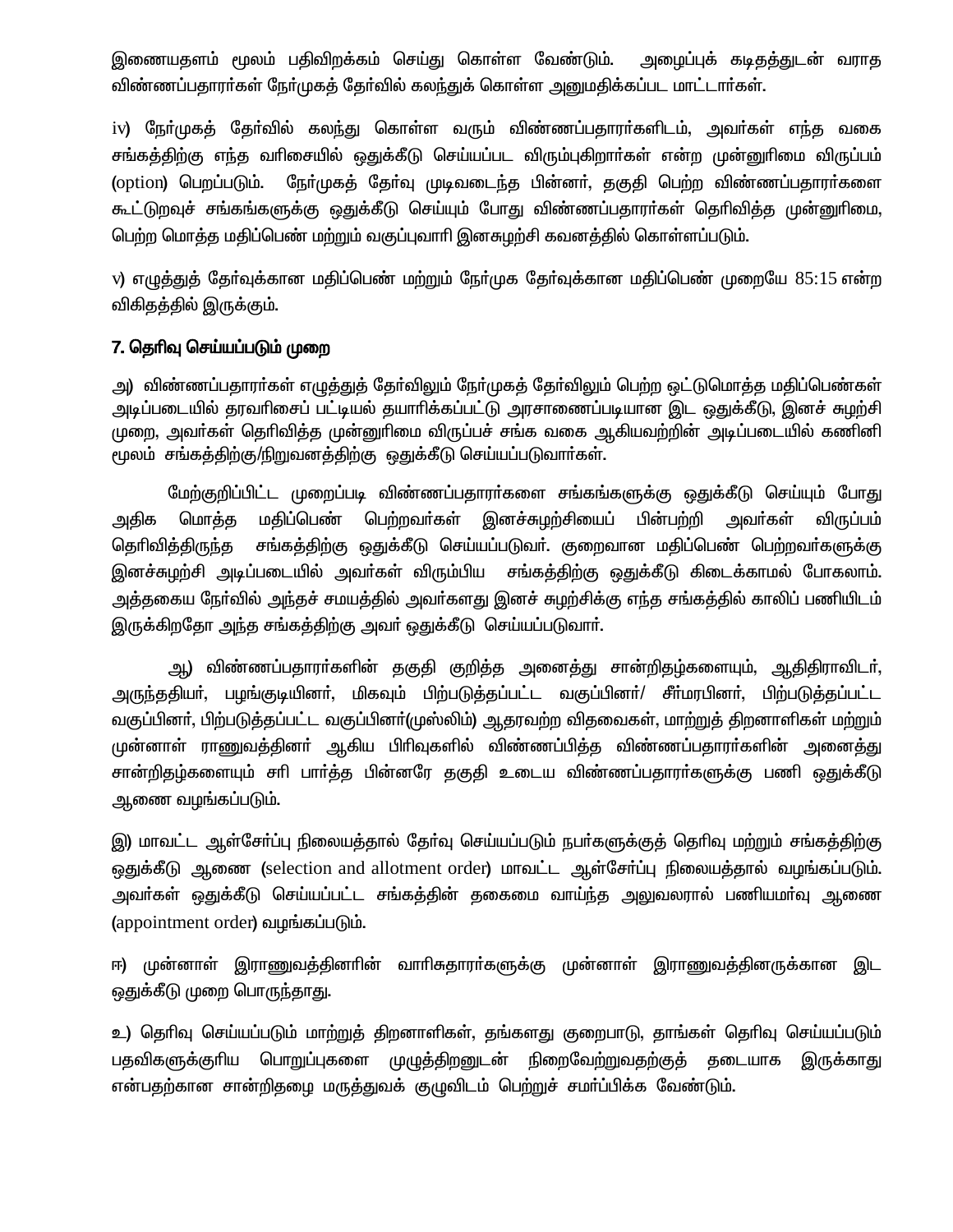இணையதளம் மூலம் பதிவிறக்கம் செய்து கொள்ள வேண்டும். அழைப்புக் கடிதத்துடன் வராத விண்ணப்பதாரர்கள் நேர்முகத் தேர்வில் கலந்துக் கொள்ள அனுமதிக்கப்பட மாட்டார்கள்.

iv) நேர்முகத் தேர்வில் கலந்து கொள்ள வரும் விண்ணப்பதாரர்களிடம், அவர்கள் எந்த வகை சங்கத்திற்கு எந்த வரிசையில் ஒதுக்கீடு செய்யப்பட விரும்புகிறார்கள் என்ற முன்னுரிமை விருப்பம் (option) பெறப்படும். நேர்முகத் தேர்வு முடிவடைந்த பின்னர், தகுதி பெற்ற விண்ணப்பதாரர்களை கூட்டுறவுச் சங்கங்களுக்கு ஒதுக்கீடு செய்யும் போது விண்ணப்பதாரர்கள் தெரிவித்த முன்னுரிமை, பெற்ற மொத்த மதிப்பெண் மற்றும் வகுப்புவாரி இனசுழற்சி கவனத்தில் கொள்ளப்படும்.

v) எழுத்துத் தேர்வுக்கான மதிப்பெண் மற்றும் நேர்முக தேர்வுக்கான மதிப்பெண் முறையே 85:15 என்ற விகிதத்தில் இருக்கும்.

**7. தெரிவு செய்யப்படும் முறை**

அ) விண்ணப்பதாரர்கள் எழுத்துத் தேர்விலும் நேர்முகத் தேர்விலும் பெற்ற ஒட்டுமொத்த மதிப்பெண்கள் அடிப்படையில் தரவரிசைப் பட்டியல் தயாரிக்கப்பட்டு அரசாணைப்படியான இட ஒதுக்கீடு, இனச் சுழற்சி முறை, அவர்கள் தெரிவித்த முன்னுரிமை விருப்பச் சங்க வகை ஆகியவற்றின் அடிப்படையில் கணினி மூலம் சங்கத்திற்கு/நிறுவனத்திற்கு ஒதுக்கீடு செய்யப்படுவார்கள்.

மேற்குறிப்பிட்ட முறைப்படி விண்ணப்பதாரர்களை சங்கங்களுக்கு ஒதுக்கீடு செய்யும் போது அதிக மொத்த மதிப்பெண் பெற்றவர்கள் இனச்சுழற்சியைப் பின்பற்றி அவர்கள் விருப்பம் தெரிவித்திருந்த சங்கத்திற்கு ஒதுக்கீடு செய்யப்படுவர். குறைவான மதிப்பெண் பெற்றவர்களுக்கு இனச்சுழற்சி அடிப்படையில் அவர்கள் விரும்பிய சங்கத்திற்கு ஒதுக்கீடு கிடைக்காமல் போகலாம். அத்தகைய நேர்வில் அந்தச் சமயத்தில் அவர்களது இனச் சுழற்சிக்கு எந்த சங்கத்தில் காலிப் பணியிடம் இருக்கிறதோ அந்த சங்கத்திற்கு அவர் ஒதுக்கீடு செய்யப்படுவார்.

ஆ) விண்ணப்பதாரர்களின் தகுதி குறித்த அனைத்து சான்றிதழ்களையும், ஆதிதிராவிடர், அருந்ததியர், பழங்குடியினர், மிகவும் பிற்படுத்தப்பட்ட வகுப்பினர்/ சீர்மரபினர், பிற்படுத்தப்பட்ட வகுப்பினர், பிற்படுத்தப்பட்ட வகுப்பினர்(முஸ்லிம்) ஆதரவற்ற விதவைகள், மாற்றுத் திறனாளிகள் மற்றும் முன்னாள் ராணுவத்தினர் ஆகிய பிரிவுகளில் விண்ணப்பித்த விண்ணப்பதாரர்களின் அனைத்து சான்றிதழ்களையும் சரி பார்த்த பின்னரே தகுதி உடைய விண்ணப்பதாரர்களுக்கு பணி ஒதுக்கீடு ஆணை வழங்கப்படும்.

இ) மாவட்ட ஆள்சேர்ப்பு நிலையத்தால் தேர்வு செய்யப்படும் நபர்களுக்குத் தெரிவு மற்றும் சங்கத்திற்கு ஒதுக்கீடு ஆணை (selection and allotment order) மாவட்ட ஆள்சேர்ப்பு நிலையத்தால் வழங்கப்படும். அவர்கள் ஒதுக்கீடு செய்யப்பட்ட சங்கத்தின் தகைமை வாய்ந்த அலுவலரால் பணியமர்வு ஆணை (appointment order) வழங்கப்படும்.

ஈ) முன்னாள் இராணுவத்தினரின் வாரிசுதாரர்களுக்கு முன்னாள் இராணுவத்தினருக்கான இட ஒதுக்கீடு முறை பொருந்தாது.

உ) தெரிவு செய்யப்படும் மாற்றுத் திறனாளிகள், தங்களது குறைபாடு, தாங்கள் தெரிவு செய்யப்படும் பதவிகளுக்குரிய பொறுப்புகளை முழுத்திறனுடன் நிறைவேற்றுவதற்குத் தடையாக இருக்காது என்பதற்கான சான்றிதழை மருத்துவக் குழுவிடம் பெற்றுச் சமர்ப்பிக்க வேண்டும்.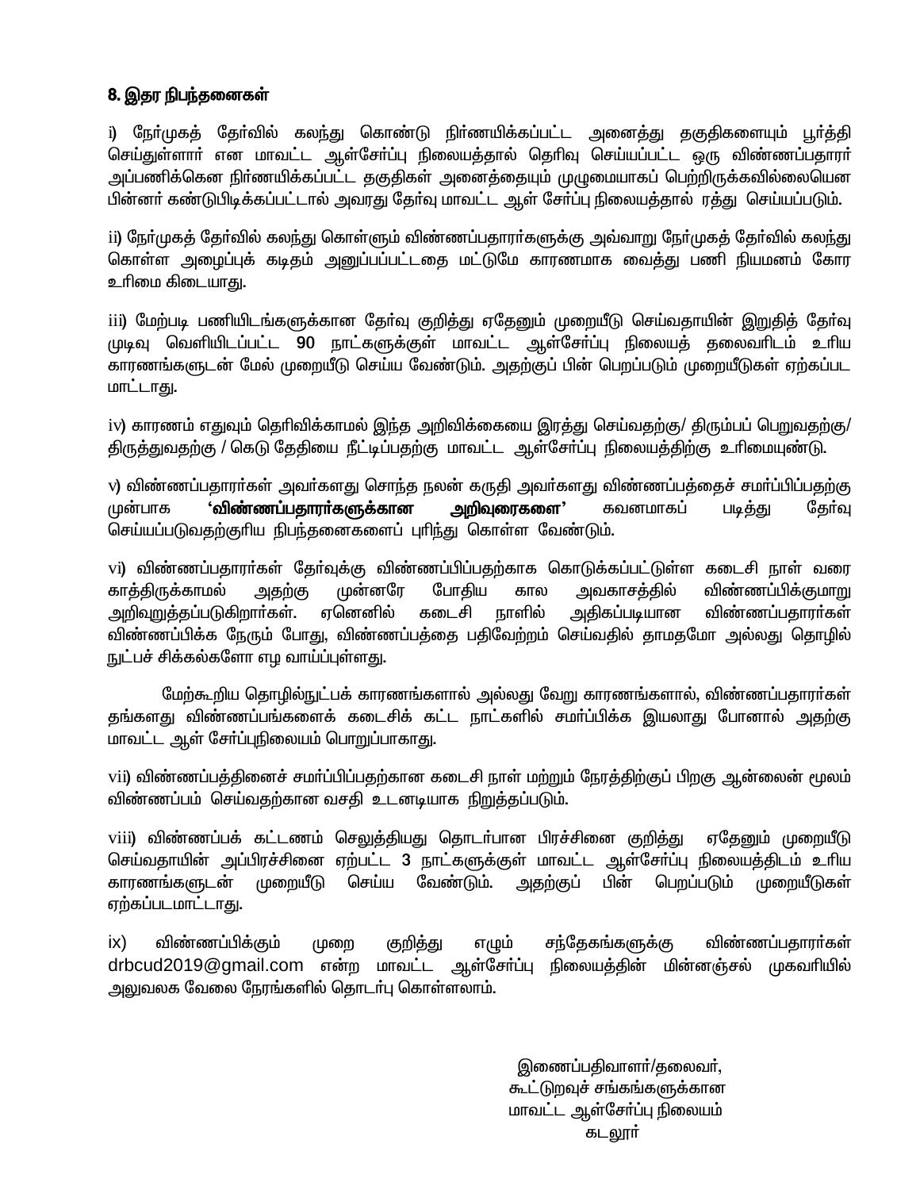**8. இதர நிபந்தனைகள்**

i) நேர்முகத் தேர்வில் கலந்து கொண்டு நிர்ணயிக்கப்பட்ட அனைத்து தகுதிகளையும் பூர்த்தி செய்துள்ளார் என மாவட்ட ஆள்சேர்ப்பு நிலையத்தால் தெரிவு செய்யப்பட்ட ஒரு விண்ணப்பதாரர் அப்பணிக்கென நிர்ணயிக்கப்பட்ட தகுதிகள் அனைத்தையும் முழுமையாகப் பெற்றிருக்கவில்லையென பின்னர் கண்டுபிடிக்கப்பட்டால் அவரது தேர்வு மாவட்ட ஆள் சேர்ப்பு நிலையத்தால் ரத்து செய்யப்படும்.

ii) நேர்முகத் தேர்வில் கலந்து கொள்ளும் விண்ணப்பதாரர்களுக்கு அவ்வாறு நேர்முகத் தேர்வில் கலந்து கொள்ள அழைப்புக் கடிதம் அனுப்பப்பட்டதை மட்டுமே காரணமாக வைத்து பணி நியமனம் கோர உரிமை கிடையாது.

iii) மேற்படி பணியிடங்களுக்கான தேர்வு குறித்து ஏதேனும் முறையீடு செய்வதாயின் இறுதித் தேர்வு முடிவு வெளியிடப்பட்ட 90 நாட்களுக்குள் மாவட்ட ஆள்சேர்ப்பு நிலையத் தலைவரிடம் உரிய காரணங்களுடன் மேல் முறையீடு செய்ய வேண்டும். அதற்குப் பின் பெறப்படும் முறையீடுகள் ஏற்கப்பட மாட்டாது.

iv) காரணம் எதுவும் தெரிவிக்காமல் இந்த அறிவிக்கையை இரத்து செய்வதற்கு/ திரும்பப் பெறுவதற்கு/ திருத்துவதற்கு / கெடு தேதியை நீட்டிப்பதற்கு மாவட்ட ஆள்சேர்ப்பு நிலையத்திற்கு உரிமையுண்டு.

v) விண்ணப்பதாரர்கள் அவர்களது சொந்த நலன் கருதி அவர்களது விண்ணப்பத்தைச் சமர்ப்பிப்பதற்கு முன்பாக **'விண்ணப்பதாரர்களுக்கான அறிவுரைகளை'** கவனமாகப் படித்து தேர்வு செய்யப்படுவதற்குரிய நிபந்தனைகளைப் புரிந்து கொள்ள வேண்டும்.

vi) விண்ணப்பதாரர்கள் தேர்வுக்கு விண்ணப்பிப்பதற்காக கொடுக்கப்பட்டுள்ள கடைசி நாள் வரை காத்திருக்காமல் அதற்கு முன்னரே போதிய கால அவகாசத்தில் விண்ணப்பிக்குமாறு அறிவுறுத்தப்படுகிறார்கள். ஏனெனில் கடைசி நாளில் அதிகப்படியான விண்ணப்பதாரர்கள் விண்ணப்பிக்க நேரும் போது, விண்ணப்பத்தை பதிவேற்றம் செய்வதில் தாமதமோ அல்லது தொழில் நுட்பச் சிக்கல்களோ எழ வாய்ப்புள்ளது.

மேற்கூறிய தொழில்நுட்பக் காரணங்களால் அல்லது வேறு காரணங்களால், விண்ணப்பதாரர்கள் தங்களது விண்ணப்பங்களைக் கடைசிக் கட்ட நாட்களில் சமர்ப்பிக்க இயலாது போனால் அதற்கு மாவட்ட ஆள் சேர்ப்புநிலையம் பொறுப்பாகாது.

vii) விண்ணப்பத்தினைச் சமர்ப்பிப்பதற்கான கடைசி நாள் மற்றும் நேரத்திற்குப் பிறகு ஆன்லைன் மூலம் விண்ணப்பம் செய்வதற்கான வசதி உடனடியாக நிறுத்தப்படும்.

viii) விண்ணப்பக் கட்டணம் செலுத்தியது தொடர்பான பிரச்சினை குறித்து ஏதேனும் முறையீடு செய்வதாயின் அப்பிரச்சினை ஏற்பட்ட 3 நாட்களுக்குள் மாவட்ட ஆள்சேர்ப்பு நிலையத்திடம் உரிய காரணங்களுடன் முறையீடு செய்ய வேண்டும். அதற்குப் பின் பெறப்படும் முறையீடுகள் ஏற்கப்படமாட்டாது.

ix) விண்ணப்பிக்கும் முறை குறித்து எழும் சந்தேகங்களுக்கு விண்ணப்பதாரர்கள் drbcud2019@gmail.com என்ற மாவட்ட ஆள்சேர்ப்பு நிலையத்தின் மின்னஞ்சல் முகவரியில் அலுவலக வேலை நேரங்களில் தொடர்பு கொள்ளலாம்.

இணைப்பதிவாளர்/தலைவர்,
கூட்டுறவுச் சங்கங்களுக்கான
மாவட்ட ஆள்சேர்ப்பு நிலையம்
கடலூர்